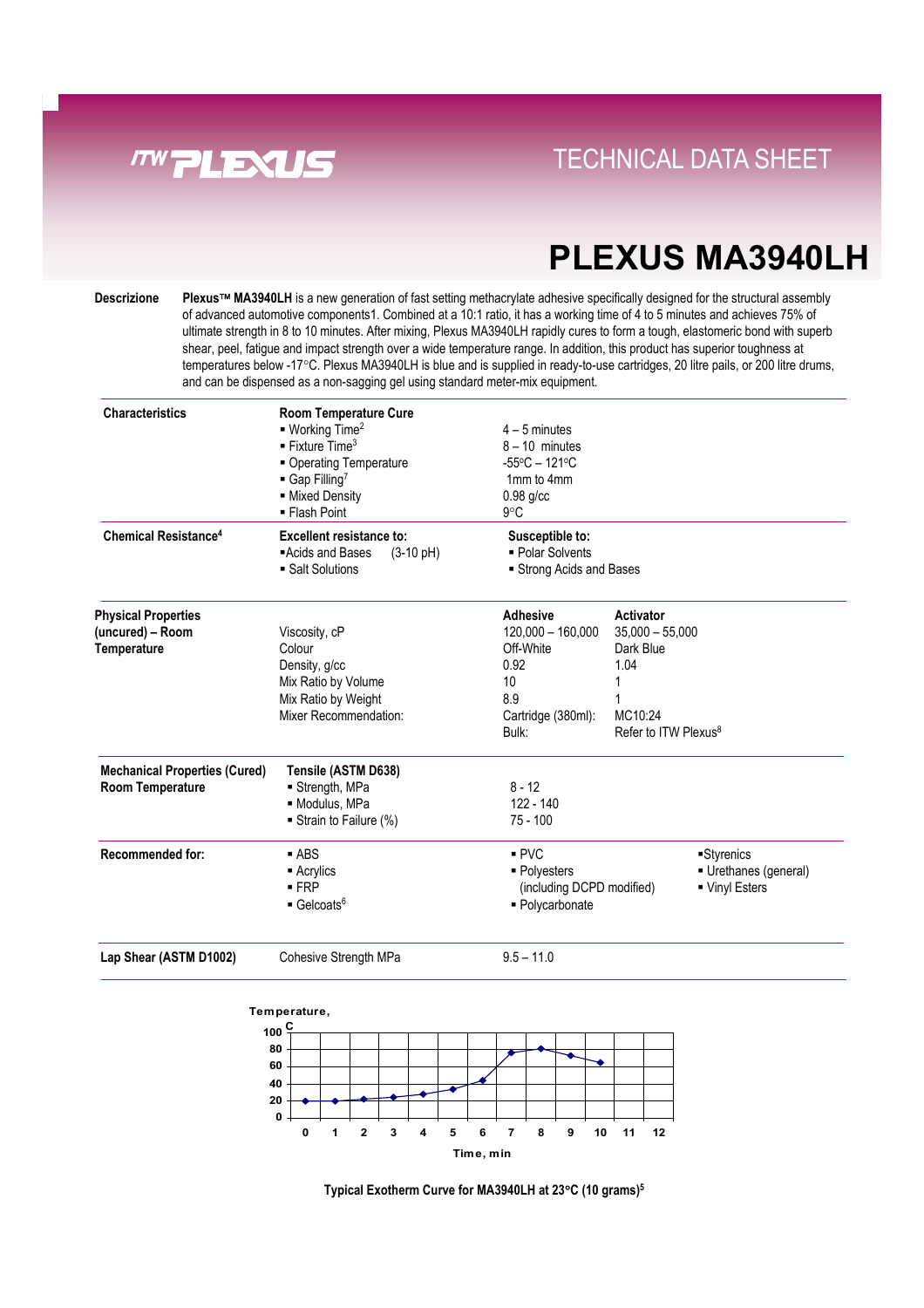# TECHNICAL DATA SHEET

# PLEXUS MA3940LH

**Descrizione** **Plexus™ MA3940LH** is a new generation of fast setting methacrylate adhesive specifically designed for the structural assembly of advanced automotive components1. Combined at a 10:1 ratio, it has a working time of 4 to 5 minutes and achieves 75% of ultimate strength in 8 to 10 minutes. After mixing, Plexus MA3940LH rapidly cures to form a tough, elastomeric bond with superb shear, peel, fatigue and impact strength over a wide temperature range. In addition, this product has superior toughness at temperatures below -17°C. Plexus MA3940LH is blue and is supplied in ready-to-use cartridges, 20 litre pails, or 200 litre drums, and can be dispensed as a non-sagging gel using standard meter-mix equipment.

| | | | |
|---|---|---|---|
| **Characteristics** | **Room Temperature Cure** | | |
| | ▪ Working Time[2] | 4 – 5 minutes | |
| | ▪ Fixture Time[3] | 8 – 10 minutes | |
| | ▪ Operating Temperature | -55°C – 121°C | |
| | ▪ Gap Filling[7] | 1mm to 4mm | |
| | ▪ Mixed Density | 0.98 g/cc | |
| | ▪ Flash Point | 9°C | |
| **Chemical Resistance[4]** | **Excellent resistance to:** | **Susceptible to:** | |
| | ▪Acids and Bases (3-10 pH) | ▪ Polar Solvents | |
| | ▪ Salt Solutions | ▪ Strong Acids and Bases | |
| **Physical Properties (uncured) – Room Temperature** | | **Adhesive** | **Activator** |
| | Viscosity, cP | 120,000 – 160,000 | 35,000 – 55,000 |
| | Colour | Off-White | Dark Blue |
| | Density, g/cc | 0.92 | 1.04 |
| | Mix Ratio by Volume | 10 | 1 |
| | Mix Ratio by Weight | 8.9 | 1 |
| | Mixer Recommendation: | Cartridge (380ml): | MC10:24 |
| | | Bulk: | Refer to ITW Plexus[8] |
| **Mechanical Properties (Cured) Room Temperature** | **Tensile (ASTM D638)** | | |
| | ▪ Strength, MPa | 8 - 12 | |
| | ▪ Modulus, MPa | 122 - 140 | |
| | ▪ Strain to Failure (%) | 75 - 100 | |
| **Recommended for:** | ▪ ABS | ▪ PVC | ▪Styrenics |
| | ▪ Acrylics | ▪ Polyesters (including DCPD modified) | ▪ Urethanes (general) |
| | ▪ FRP | ▪ Polycarbonate | ▪ Vinyl Esters |
| | ▪ Gelcoats[6] | | |
| **Lap Shear (ASTM D1002)** | Cohesive Strength MPa | 9.5 – 11.0 | |

Typical Exotherm Curve for MA3940LH at 23°C (10 grams)[5]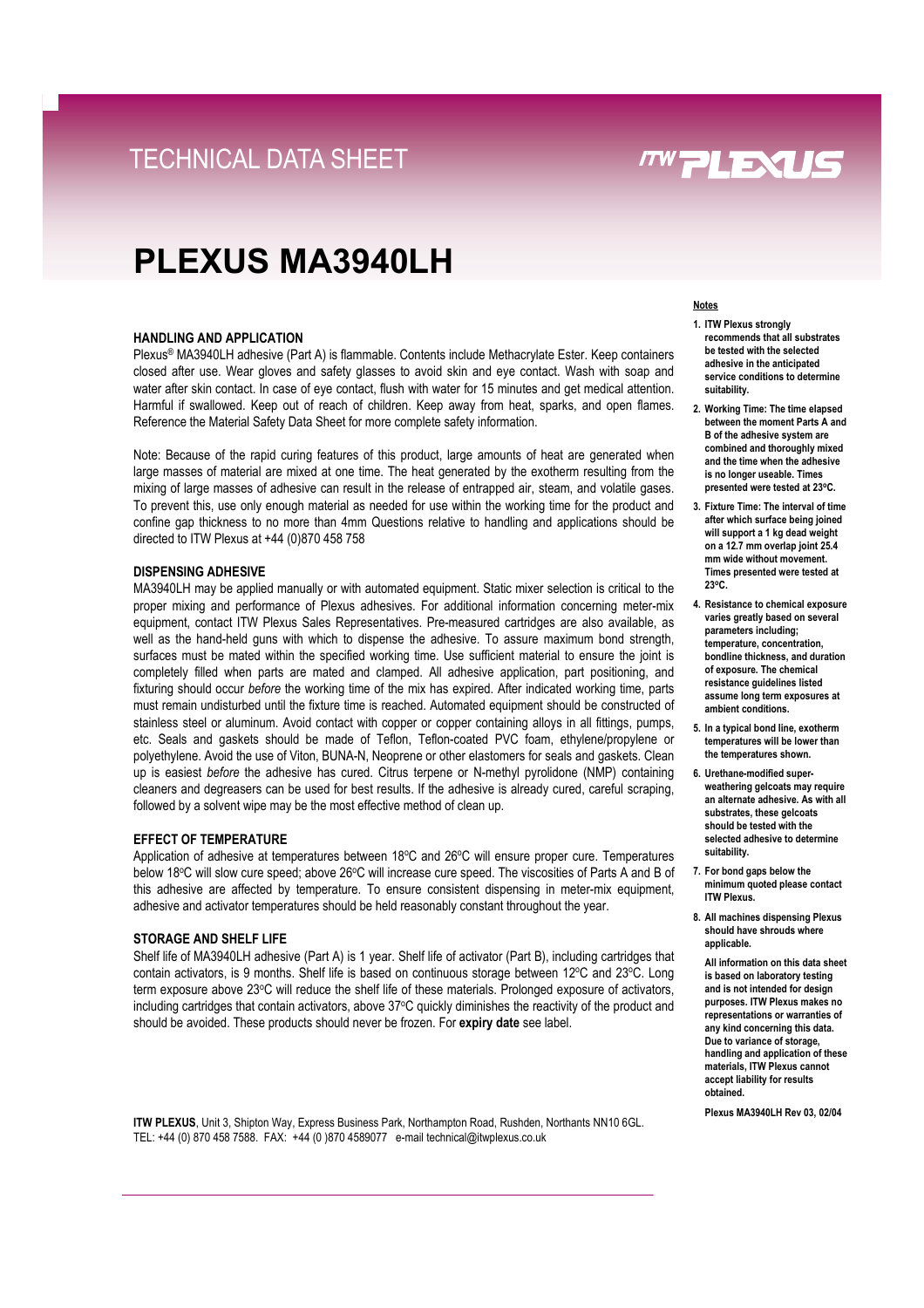TECHNICAL DATA SHEET

# PLEXUS MA3940LH

## HANDLING AND APPLICATION

Plexus® MA3940LH adhesive (Part A) is flammable. Contents include Methacrylate Ester. Keep containers closed after use. Wear gloves and safety glasses to avoid skin and eye contact. Wash with soap and water after skin contact. In case of eye contact, flush with water for 15 minutes and get medical attention. Harmful if swallowed. Keep out of reach of children. Keep away from heat, sparks, and open flames. Reference the Material Safety Data Sheet for more complete safety information.

Note: Because of the rapid curing features of this product, large amounts of heat are generated when large masses of material are mixed at one time. The heat generated by the exotherm resulting from the mixing of large masses of adhesive can result in the release of entrapped air, steam, and volatile gases. To prevent this, use only enough material as needed for use within the working time for the product and confine gap thickness to no more than 4mm Questions relative to handling and applications should be directed to ITW Plexus at +44 (0)870 458 758

## DISPENSING ADHESIVE

MA3940LH may be applied manually or with automated equipment. Static mixer selection is critical to the proper mixing and performance of Plexus adhesives. For additional information concerning meter-mix equipment, contact ITW Plexus Sales Representatives. Pre-measured cartridges are also available, as well as the hand-held guns with which to dispense the adhesive. To assure maximum bond strength, surfaces must be mated within the specified working time. Use sufficient material to ensure the joint is completely filled when parts are mated and clamped. All adhesive application, part positioning, and fixturing should occur *before* the working time of the mix has expired. After indicated working time, parts must remain undisturbed until the fixture time is reached. Automated equipment should be constructed of stainless steel or aluminum. Avoid contact with copper or copper containing alloys in all fittings, pumps, etc. Seals and gaskets should be made of Teflon, Teflon-coated PVC foam, ethylene/propylene or polyethylene. Avoid the use of Viton, BUNA-N, Neoprene or other elastomers for seals and gaskets. Clean up is easiest *before* the adhesive has cured. Citrus terpene or N-methyl pyrolidone (NMP) containing cleaners and degreasers can be used for best results. If the adhesive is already cured, careful scraping, followed by a solvent wipe may be the most effective method of clean up.

## EFFECT OF TEMPERATURE

Application of adhesive at temperatures between 18ºC and 26ºC will ensure proper cure. Temperatures below 18ºC will slow cure speed; above 26ºC will increase cure speed. The viscosities of Parts A and B of this adhesive are affected by temperature. To ensure consistent dispensing in meter-mix equipment, adhesive and activator temperatures should be held reasonably constant throughout the year.

## STORAGE AND SHELF LIFE

Shelf life of MA3940LH adhesive (Part A) is 1 year. Shelf life of activator (Part B), including cartridges that contain activators, is 9 months. Shelf life is based on continuous storage between 12ºC and 23ºC. Long term exposure above 23ºC will reduce the shelf life of these materials. Prolonged exposure of activators, including cartridges that contain activators, above 37ºC quickly diminishes the reactivity of the product and should be avoided. These products should never be frozen. For **expiry date** see label.

## Notes

1. **ITW Plexus strongly recommends that all substrates be tested with the selected adhesive in the anticipated service conditions to determine suitability.**
2. **Working Time: The time elapsed between the moment Parts A and B of the adhesive system are combined and thoroughly mixed and the time when the adhesive is no longer useable. Times presented were tested at 23ºC.**
3. **Fixture Time: The interval of time after which surface being joined will support a 1 kg dead weight on a 12.7 mm overlap joint 25.4 mm wide without movement. Times presented were tested at 23ºC.**
4. **Resistance to chemical exposure varies greatly based on several parameters including; temperature, concentration, bondline thickness, and duration of exposure. The chemical resistance guidelines listed assume long term exposures at ambient conditions.**
5. **In a typical bond line, exotherm temperatures will be lower than the temperatures shown.**
6. **Urethane-modified super-weathering gelcoats may require an alternate adhesive. As with all substrates, these gelcoats should be tested with the selected adhesive to determine suitability.**
7. **For bond gaps below the minimum quoted please contact ITW Plexus.**
8. **All machines dispensing Plexus should have shrouds where applicable.**

**All information on this data sheet is based on laboratory testing and is not intended for design purposes. ITW Plexus makes no representations or warranties of any kind concerning this data. Due to variance of storage, handling and application of these materials, ITW Plexus cannot accept liability for results obtained.**

**Plexus MA3940LH Rev 03, 02/04**

**ITW PLEXUS**, Unit 3, Shipton Way, Express Business Park, Northampton Road, Rushden, Northants NN10 6GL. TEL: +44 (0) 870 458 7588. FAX: +44 (0 )870 4589077 e-mail technical@itwplexus.co.uk